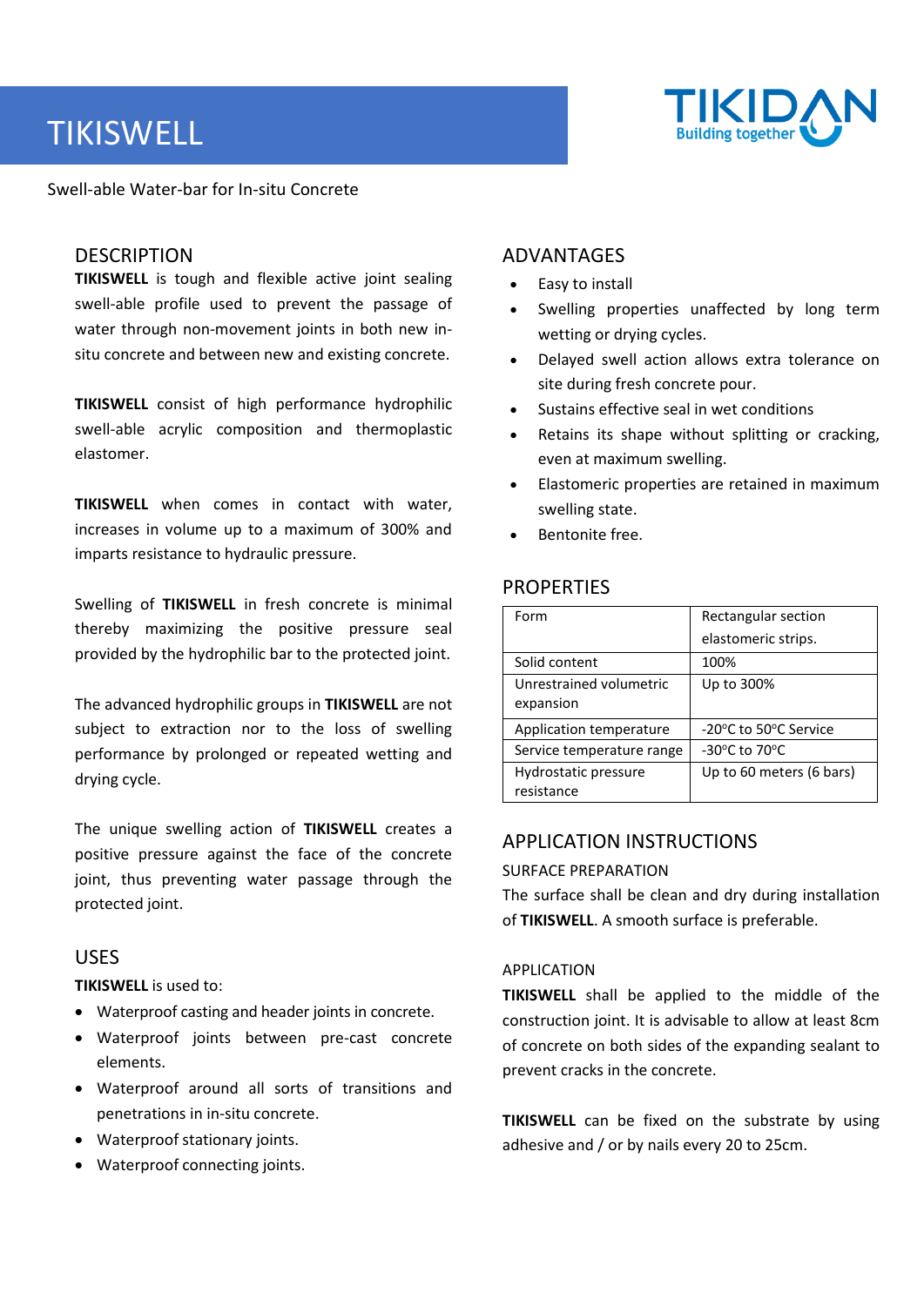# TIKISWELL

Swell-able Water-bar for In-situ Concrete

## DESCRIPTION

**TIKISWELL** is tough and flexible active joint sealing swell-able profile used to prevent the passage of water through non-movement joints in both new in-situ concrete and between new and existing concrete.

**TIKISWELL** consist of high performance hydrophilic swell-able acrylic composition and thermoplastic elastomer.

**TIKISWELL** when comes in contact with water, increases in volume up to a maximum of 300% and imparts resistance to hydraulic pressure.

Swelling of **TIKISWELL** in fresh concrete is minimal thereby maximizing the positive pressure seal provided by the hydrophilic bar to the protected joint.

The advanced hydrophilic groups in **TIKISWELL** are not subject to extraction nor to the loss of swelling performance by prolonged or repeated wetting and drying cycle.

The unique swelling action of **TIKISWELL** creates a positive pressure against the face of the concrete joint, thus preventing water passage through the protected joint.

## USES

**TIKISWELL** is used to:

- Waterproof casting and header joints in concrete.
- Waterproof joints between pre-cast concrete elements.
- Waterproof around all sorts of transitions and penetrations in in-situ concrete.
- Waterproof stationary joints.
- Waterproof connecting joints.

## ADVANTAGES

- Easy to install
- Swelling properties unaffected by long term wetting or drying cycles.
- Delayed swell action allows extra tolerance on site during fresh concrete pour.
- Sustains effective seal in wet conditions
- Retains its shape without splitting or cracking, even at maximum swelling.
- Elastomeric properties are retained in maximum swelling state.
- Bentonite free.

## PROPERTIES

| Property | Value |
|---|---|
| Form | Rectangular section elastomeric strips. |
| Solid content | 100% |
| Unrestrained volumetric expansion | Up to 300% |
| Application temperature | -20°C to 50°C Service |
| Service temperature range | -30°C to 70°C |
| Hydrostatic pressure resistance | Up to 60 meters (6 bars) |

## APPLICATION INSTRUCTIONS

### SURFACE PREPARATION

The surface shall be clean and dry during installation of **TIKISWELL**. A smooth surface is preferable.

### APPLICATION

**TIKISWELL** shall be applied to the middle of the construction joint. It is advisable to allow at least 8cm of concrete on both sides of the expanding sealant to prevent cracks in the concrete.

**TIKISWELL** can be fixed on the substrate by using adhesive and / or by nails every 20 to 25cm.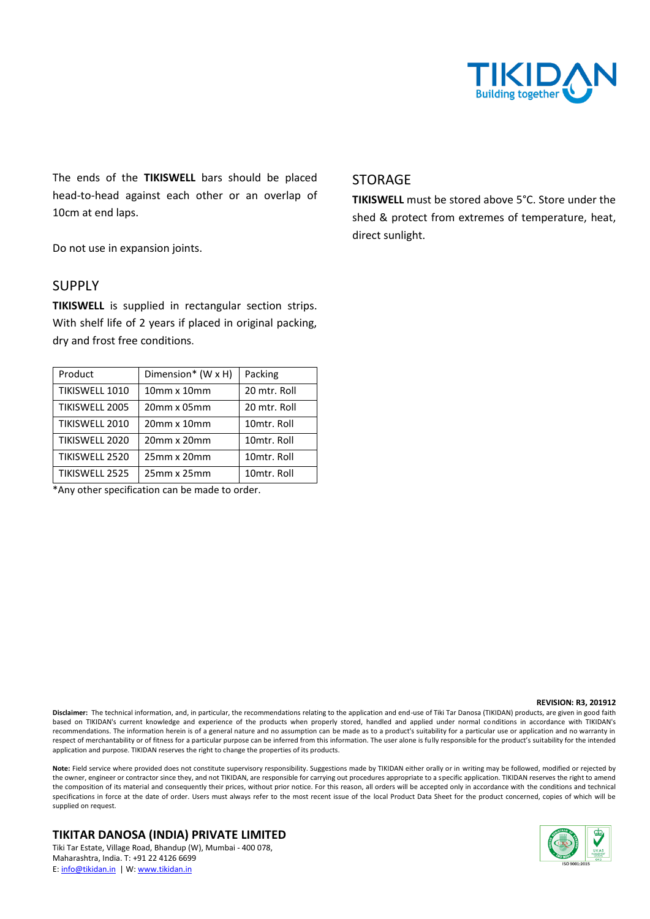The ends of the **TIKISWELL** bars should be placed head-to-head against each other or an overlap of 10cm at end laps.

Do not use in expansion joints.

## SUPPLY

**TIKISWELL** is supplied in rectangular section strips. With shelf life of 2 years if placed in original packing, dry and frost free conditions.

| Product | Dimension* (W x H) | Packing |
|---|---|---|
| TIKISWELL 1010 | 10mm x 10mm | 20 mtr. Roll |
| TIKISWELL 2005 | 20mm x 05mm | 20 mtr. Roll |
| TIKISWELL 2010 | 20mm x 10mm | 10mtr. Roll |
| TIKISWELL 2020 | 20mm x 20mm | 10mtr. Roll |
| TIKISWELL 2520 | 25mm x 20mm | 10mtr. Roll |
| TIKISWELL 2525 | 25mm x 25mm | 10mtr. Roll |

*Any other specification can be made to order.

## STORAGE

**TIKISWELL** must be stored above 5°C. Store under the shed & protect from extremes of temperature, heat, direct sunlight.

**REVISION: R3, 201912**

**Disclaimer:** The technical information, and, in particular, the recommendations relating to the application and end-use of Tiki Tar Danosa (TIKIDAN) products, are given in good faith based on TIKIDAN's current knowledge and experience of the products when properly stored, handled and applied under normal conditions in accordance with TIKIDAN's recommendations. The information herein is of a general nature and no assumption can be made as to a product's suitability for a particular use or application and no warranty in respect of merchantability or of fitness for a particular purpose can be inferred from this information. The user alone is fully responsible for the product's suitability for the intended application and purpose. TIKIDAN reserves the right to change the properties of its products.

**Note:** Field service where provided does not constitute supervisory responsibility. Suggestions made by TIKIDAN either orally or in writing may be followed, modified or rejected by the owner, engineer or contractor since they, and not TIKIDAN, are responsible for carrying out procedures appropriate to a specific application. TIKIDAN reserves the right to amend the composition of its material and consequently their prices, without prior notice. For this reason, all orders will be accepted only in accordance with the conditions and technical specifications in force at the date of order. Users must always refer to the most recent issue of the local Product Data Sheet for the product concerned, copies of which will be supplied on request.

**TIKITAR DANOSA (INDIA) PRIVATE LIMITED**
Tiki Tar Estate, Village Road, Bhandup (W), Mumbai - 400 078,
Maharashtra, India. T: +91 22 4126 6699
E: info@tikidan.in | W: www.tikidan.in

ISO 9001:2015